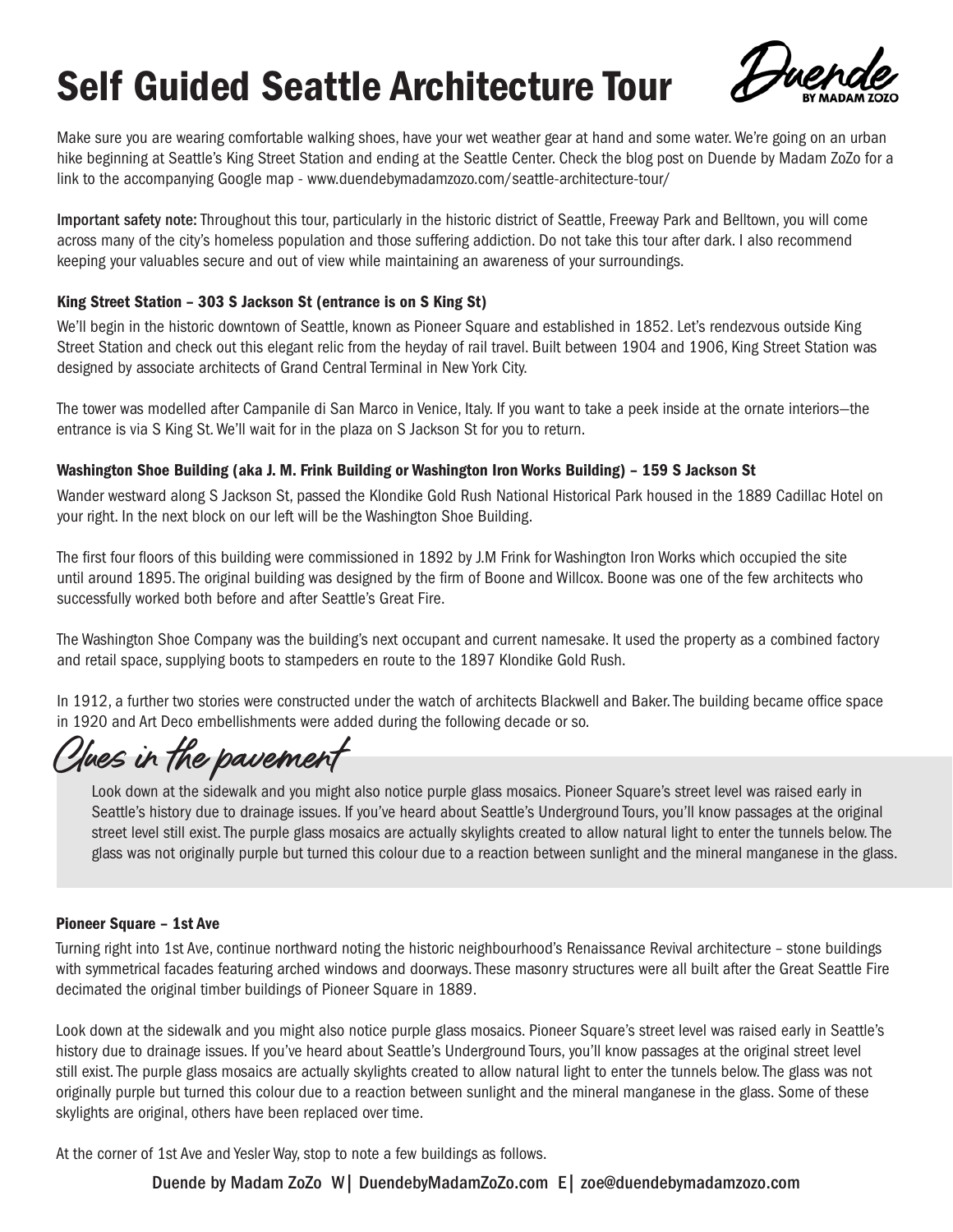# Self Guided Seattle Architecture Tour

Duende BY MADAM ZOZO

Make sure you are wearing comfortable walking shoes, have your wet weather gear at hand and some water. We're going on an urban hike beginning at Seattle's King Street Station and ending at the Seattle Center. Check the blog post on Duende by Madam ZoZo for a link to the accompanying Google map - www.duendebymadamzozo.com/seattle-architecture-tour/

**Important safety note:** Throughout this tour, particularly in the historic district of Seattle, Freeway Park and Belltown, you will come across many of the city's homeless population and those suffering addiction. Do not take this tour after dark. I also recommend keeping your valuables secure and out of view while maintaining an awareness of your surroundings.

### King Street Station – 303 S Jackson St (entrance is on S King St)

We'll begin in the historic downtown of Seattle, known as Pioneer Square and established in 1852. Let's rendezvous outside King Street Station and check out this elegant relic from the heyday of rail travel. Built between 1904 and 1906, King Street Station was designed by associate architects of Grand Central Terminal in New York City.

The tower was modelled after Campanile di San Marco in Venice, Italy. If you want to take a peek inside at the ornate interiors—the entrance is via S King St. We'll wait for in the plaza on S Jackson St for you to return.

### Washington Shoe Building (aka J. M. Frink Building or Washington Iron Works Building) – 159 S Jackson St

Wander westward along S Jackson St, passed the Klondike Gold Rush National Historical Park housed in the 1889 Cadillac Hotel on your right. In the next block on our left will be the Washington Shoe Building.

The first four floors of this building were commissioned in 1892 by J.M Frink for Washington Iron Works which occupied the site until around 1895. The original building was designed by the firm of Boone and Willcox. Boone was one of the few architects who successfully worked both before and after Seattle's Great Fire.

The Washington Shoe Company was the building's next occupant and current namesake. It used the property as a combined factory and retail space, supplying boots to stampeders en route to the 1897 Klondike Gold Rush.

In 1912, a further two stories were constructed under the watch of architects Blackwell and Baker. The building became office space in 1920 and Art Deco embellishments were added during the following decade or so.

## Clues in the pavement

Look down at the sidewalk and you might also notice purple glass mosaics. Pioneer Square's street level was raised early in Seattle's history due to drainage issues. If you've heard about Seattle's Underground Tours, you'll know passages at the original street level still exist. The purple glass mosaics are actually skylights created to allow natural light to enter the tunnels below. The glass was not originally purple but turned this colour due to a reaction between sunlight and the mineral manganese in the glass.

### Pioneer Square – 1st Ave

Turning right into 1st Ave, continue northward noting the historic neighbourhood's Renaissance Revival architecture – stone buildings with symmetrical facades featuring arched windows and doorways. These masonry structures were all built after the Great Seattle Fire decimated the original timber buildings of Pioneer Square in 1889.

Look down at the sidewalk and you might also notice purple glass mosaics. Pioneer Square's street level was raised early in Seattle's history due to drainage issues. If you've heard about Seattle's Underground Tours, you'll know passages at the original street level still exist. The purple glass mosaics are actually skylights created to allow natural light to enter the tunnels below. The glass was not originally purple but turned this colour due to a reaction between sunlight and the mineral manganese in the glass. Some of these skylights are original, others have been replaced over time.

At the corner of 1st Ave and Yesler Way, stop to note a few buildings as follows.

Duende by Madam ZoZo W| DuendebyMadamZoZo.com E| zoe@duendebymadamzozo.com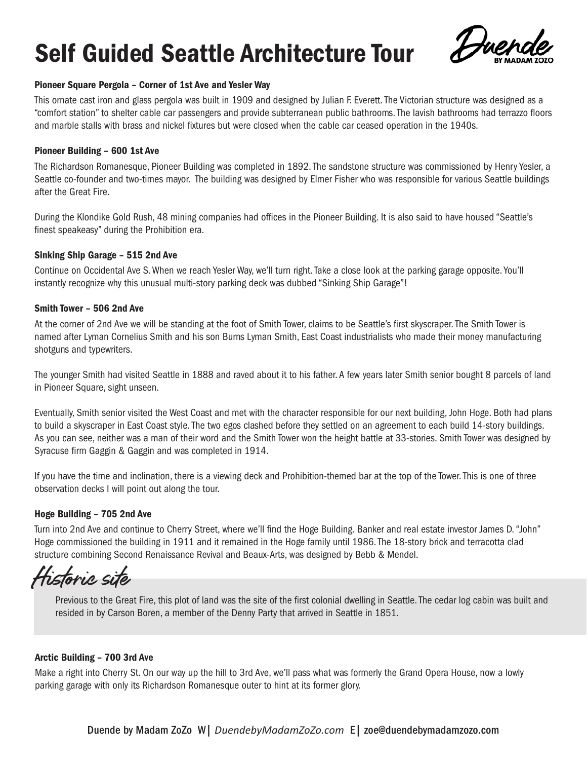# Self Guided Seattle Architecture Tour

Duende BY MADAM ZOZO

### Pioneer Square Pergola – Corner of 1st Ave and Yesler Way

This ornate cast iron and glass pergola was built in 1909 and designed by Julian F. Everett. The Victorian structure was designed as a "comfort station" to shelter cable car passengers and provide subterranean public bathrooms. The lavish bathrooms had terrazzo floors and marble stalls with brass and nickel fixtures but were closed when the cable car ceased operation in the 1940s.

### Pioneer Building – 600 1st Ave

The Richardson Romanesque, Pioneer Building was completed in 1892. The sandstone structure was commissioned by Henry Yesler, a Seattle co-founder and two-times mayor. The building was designed by Elmer Fisher who was responsible for various Seattle buildings after the Great Fire.

During the Klondike Gold Rush, 48 mining companies had offices in the Pioneer Building. It is also said to have housed "Seattle's finest speakeasy" during the Prohibition era.

### Sinking Ship Garage – 515 2nd Ave

Continue on Occidental Ave S. When we reach Yesler Way, we'll turn right. Take a close look at the parking garage opposite. You'll instantly recognize why this unusual multi-story parking deck was dubbed "Sinking Ship Garage"!

### Smith Tower – 506 2nd Ave

At the corner of 2nd Ave we will be standing at the foot of Smith Tower, claims to be Seattle's first skyscraper. The Smith Tower is named after Lyman Cornelius Smith and his son Burns Lyman Smith, East Coast industrialists who made their money manufacturing shotguns and typewriters.

The younger Smith had visited Seattle in 1888 and raved about it to his father. A few years later Smith senior bought 8 parcels of land in Pioneer Square, sight unseen.

Eventually, Smith senior visited the West Coast and met with the character responsible for our next building, John Hoge. Both had plans to build a skyscraper in East Coast style. The two egos clashed before they settled on an agreement to each build 14-story buildings. As you can see, neither was a man of their word and the Smith Tower won the height battle at 33-stories. Smith Tower was designed by Syracuse firm Gaggin & Gaggin and was completed in 1914.

If you have the time and inclination, there is a viewing deck and Prohibition-themed bar at the top of the Tower. This is one of three observation decks I will point out along the tour.

### Hoge Building – 705 2nd Ave

Turn into 2nd Ave and continue to Cherry Street, where we'll find the Hoge Building. Banker and real estate investor James D. "John" Hoge commissioned the building in 1911 and it remained in the Hoge family until 1986. The 18-story brick and terracotta clad structure combining Second Renaissance Revival and Beaux-Arts, was designed by Bebb & Mendel.

*Historic site*

> Previous to the Great Fire, this plot of land was the site of the first colonial dwelling in Seattle. The cedar log cabin was built and resided in by Carson Boren, a member of the Denny Party that arrived in Seattle in 1851.

### Arctic Building – 700 3rd Ave

Make a right into Cherry St. On our way up the hill to 3rd Ave, we'll pass what was formerly the Grand Opera House, now a lowly parking garage with only its Richardson Romanesque outer to hint at its former glory.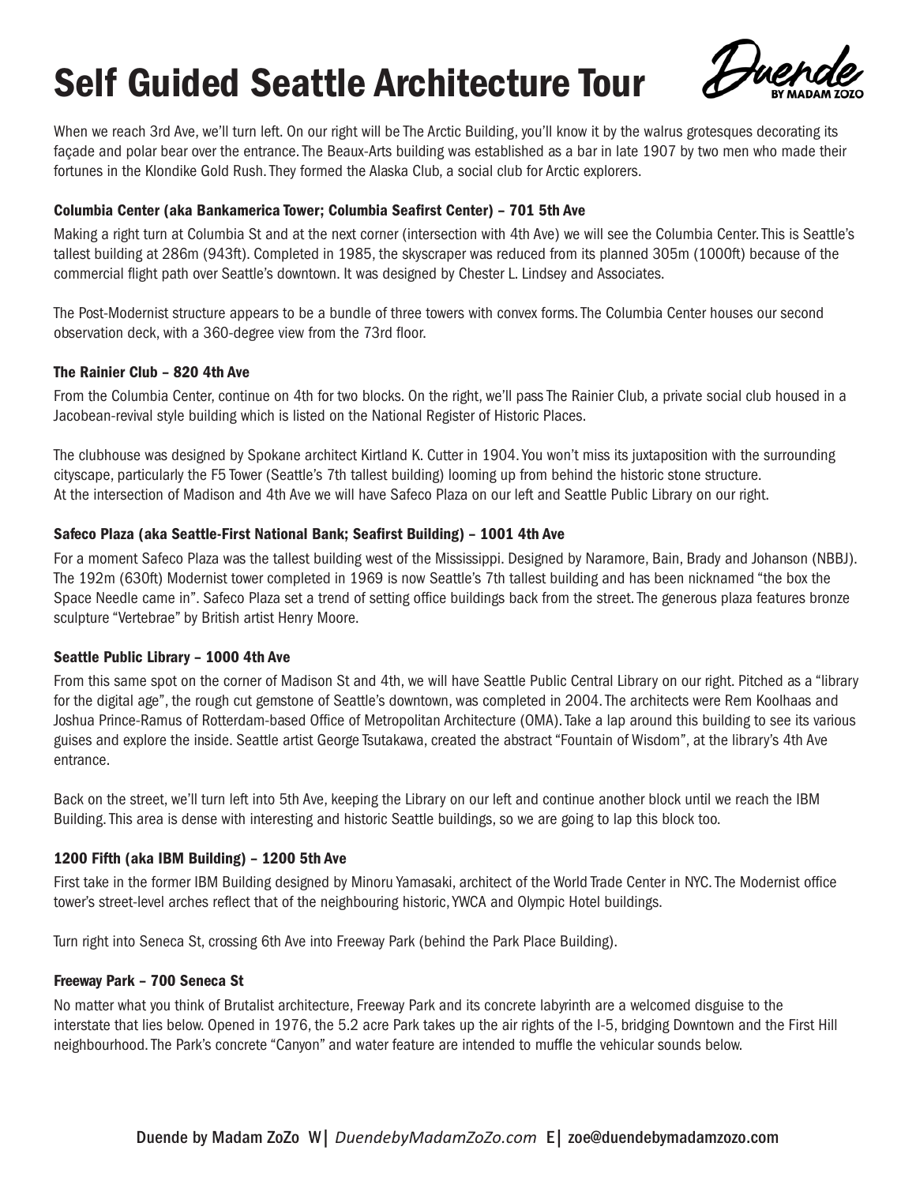# Self Guided Seattle Architecture Tour

When we reach 3rd Ave, we'll turn left. On our right will be The Arctic Building, you'll know it by the walrus grotesques decorating its façade and polar bear over the entrance. The Beaux-Arts building was established as a bar in late 1907 by two men who made their fortunes in the Klondike Gold Rush. They formed the Alaska Club, a social club for Arctic explorers.

#### Columbia Center (aka Bankamerica Tower; Columbia Seafirst Center) – 701 5th Ave

Making a right turn at Columbia St and at the next corner (intersection with 4th Ave) we will see the Columbia Center. This is Seattle's tallest building at 286m (943ft). Completed in 1985, the skyscraper was reduced from its planned 305m (1000ft) because of the commercial flight path over Seattle's downtown. It was designed by Chester L. Lindsey and Associates.

The Post-Modernist structure appears to be a bundle of three towers with convex forms. The Columbia Center houses our second observation deck, with a 360-degree view from the 73rd floor.

#### The Rainier Club – 820 4th Ave

From the Columbia Center, continue on 4th for two blocks. On the right, we'll pass The Rainier Club, a private social club housed in a Jacobean-revival style building which is listed on the National Register of Historic Places.

The clubhouse was designed by Spokane architect Kirtland K. Cutter in 1904. You won't miss its juxtaposition with the surrounding cityscape, particularly the F5 Tower (Seattle's 7th tallest building) looming up from behind the historic stone structure.
At the intersection of Madison and 4th Ave we will have Safeco Plaza on our left and Seattle Public Library on our right.

#### Safeco Plaza (aka Seattle-First National Bank; Seafirst Building) – 1001 4th Ave

For a moment Safeco Plaza was the tallest building west of the Mississippi. Designed by Naramore, Bain, Brady and Johanson (NBBJ). The 192m (630ft) Modernist tower completed in 1969 is now Seattle's 7th tallest building and has been nicknamed "the box the Space Needle came in". Safeco Plaza set a trend of setting office buildings back from the street. The generous plaza features bronze sculpture "Vertebrae" by British artist Henry Moore.

#### Seattle Public Library – 1000 4th Ave

From this same spot on the corner of Madison St and 4th, we will have Seattle Public Central Library on our right. Pitched as a "library for the digital age", the rough cut gemstone of Seattle's downtown, was completed in 2004. The architects were Rem Koolhaas and Joshua Prince-Ramus of Rotterdam-based Office of Metropolitan Architecture (OMA). Take a lap around this building to see its various guises and explore the inside. Seattle artist George Tsutakawa, created the abstract "Fountain of Wisdom", at the library's 4th Ave entrance.

Back on the street, we'll turn left into 5th Ave, keeping the Library on our left and continue another block until we reach the IBM Building. This area is dense with interesting and historic Seattle buildings, so we are going to lap this block too.

#### 1200 Fifth (aka IBM Building) – 1200 5th Ave

First take in the former IBM Building designed by Minoru Yamasaki, architect of the World Trade Center in NYC. The Modernist office tower's street-level arches reflect that of the neighbouring historic, YWCA and Olympic Hotel buildings.

Turn right into Seneca St, crossing 6th Ave into Freeway Park (behind the Park Place Building).

#### Freeway Park – 700 Seneca St

No matter what you think of Brutalist architecture, Freeway Park and its concrete labyrinth are a welcomed disguise to the interstate that lies below. Opened in 1976, the 5.2 acre Park takes up the air rights of the I-5, bridging Downtown and the First Hill neighbourhood. The Park's concrete "Canyon" and water feature are intended to muffle the vehicular sounds below.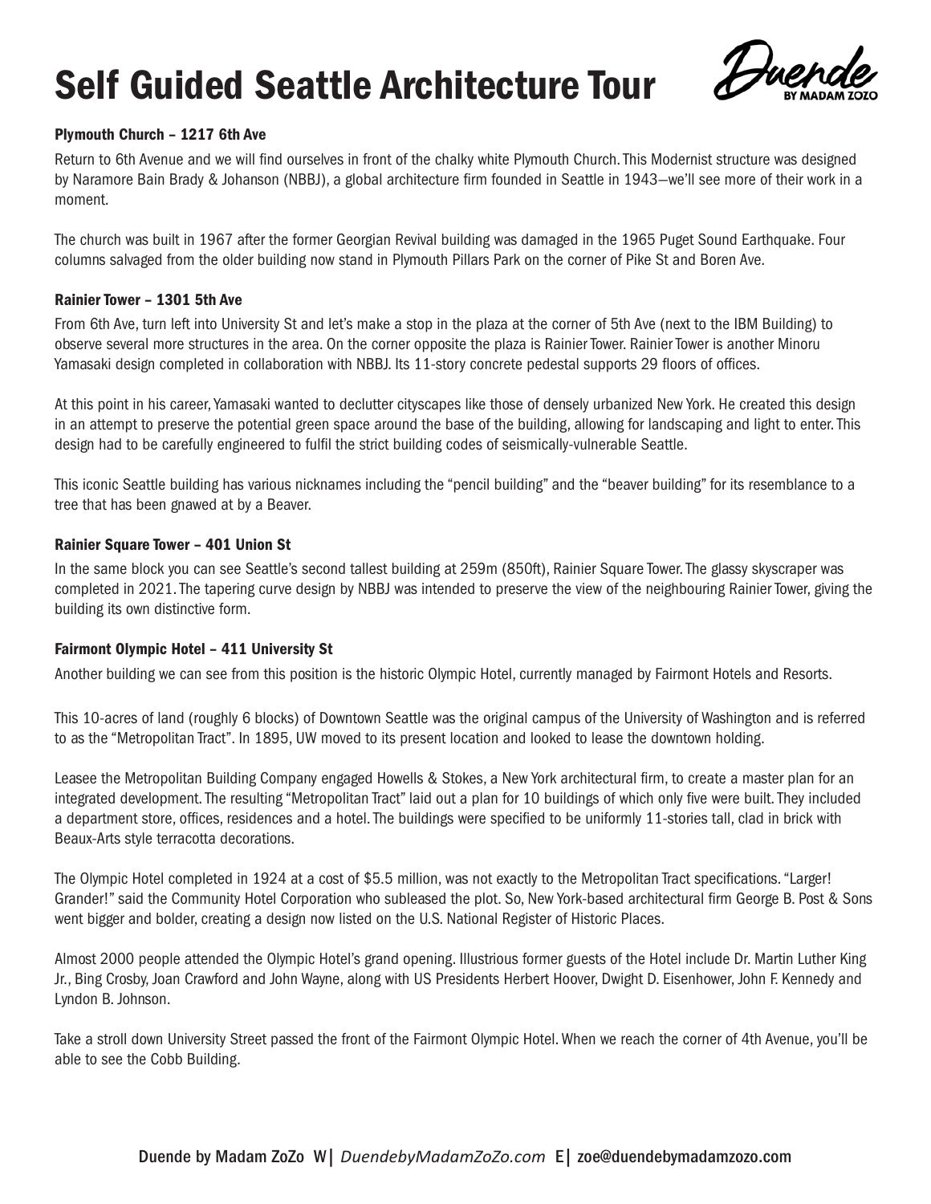# Self Guided Seattle Architecture Tour

### Plymouth Church – 1217 6th Ave

Return to 6th Avenue and we will find ourselves in front of the chalky white Plymouth Church. This Modernist structure was designed by Naramore Bain Brady & Johanson (NBBJ), a global architecture firm founded in Seattle in 1943—we'll see more of their work in a moment.

The church was built in 1967 after the former Georgian Revival building was damaged in the 1965 Puget Sound Earthquake. Four columns salvaged from the older building now stand in Plymouth Pillars Park on the corner of Pike St and Boren Ave.

### Rainier Tower – 1301 5th Ave

From 6th Ave, turn left into University St and let's make a stop in the plaza at the corner of 5th Ave (next to the IBM Building) to observe several more structures in the area. On the corner opposite the plaza is Rainier Tower. Rainier Tower is another Minoru Yamasaki design completed in collaboration with NBBJ. Its 11-story concrete pedestal supports 29 floors of offices.

At this point in his career, Yamasaki wanted to declutter cityscapes like those of densely urbanized New York. He created this design in an attempt to preserve the potential green space around the base of the building, allowing for landscaping and light to enter. This design had to be carefully engineered to fulfil the strict building codes of seismically-vulnerable Seattle.

This iconic Seattle building has various nicknames including the "pencil building" and the "beaver building" for its resemblance to a tree that has been gnawed at by a Beaver.

### Rainier Square Tower – 401 Union St

In the same block you can see Seattle's second tallest building at 259m (850ft), Rainier Square Tower. The glassy skyscraper was completed in 2021. The tapering curve design by NBBJ was intended to preserve the view of the neighbouring Rainier Tower, giving the building its own distinctive form.

### Fairmont Olympic Hotel – 411 University St

Another building we can see from this position is the historic Olympic Hotel, currently managed by Fairmont Hotels and Resorts.

This 10-acres of land (roughly 6 blocks) of Downtown Seattle was the original campus of the University of Washington and is referred to as the "Metropolitan Tract". In 1895, UW moved to its present location and looked to lease the downtown holding.

Leasee the Metropolitan Building Company engaged Howells & Stokes, a New York architectural firm, to create a master plan for an integrated development. The resulting "Metropolitan Tract" laid out a plan for 10 buildings of which only five were built. They included a department store, offices, residences and a hotel. The buildings were specified to be uniformly 11-stories tall, clad in brick with Beaux-Arts style terracotta decorations.

The Olympic Hotel completed in 1924 at a cost of $5.5 million, was not exactly to the Metropolitan Tract specifications. "Larger! Grander!" said the Community Hotel Corporation who subleased the plot. So, New York-based architectural firm George B. Post & Sons went bigger and bolder, creating a design now listed on the U.S. National Register of Historic Places.

Almost 2000 people attended the Olympic Hotel's grand opening. Illustrious former guests of the Hotel include Dr. Martin Luther King Jr., Bing Crosby, Joan Crawford and John Wayne, along with US Presidents Herbert Hoover, Dwight D. Eisenhower, John F. Kennedy and Lyndon B. Johnson.

Take a stroll down University Street passed the front of the Fairmont Olympic Hotel. When we reach the corner of 4th Avenue, you'll be able to see the Cobb Building.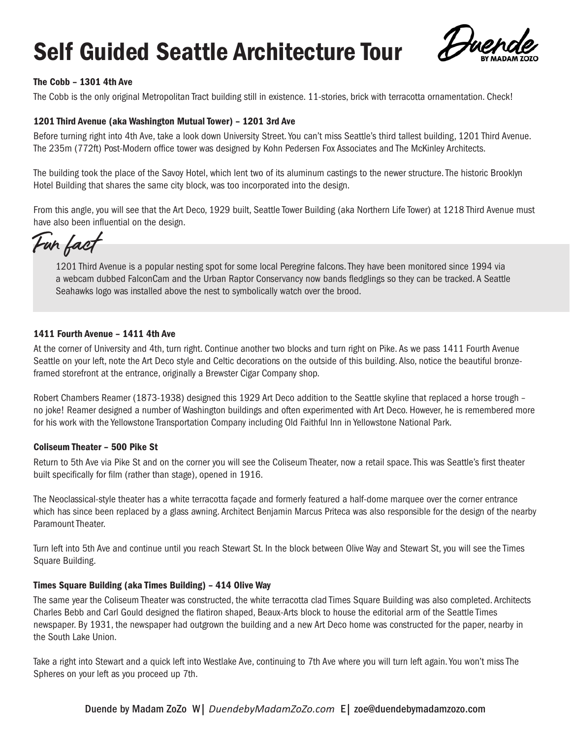# Self Guided Seattle Architecture Tour

Duende BY MADAM ZOZO

### The Cobb – 1301 4th Ave

The Cobb is the only original Metropolitan Tract building still in existence. 11-stories, brick with terracotta ornamentation. Check!

### 1201 Third Avenue (aka Washington Mutual Tower) – 1201 3rd Ave

Before turning right into 4th Ave, take a look down University Street. You can't miss Seattle's third tallest building, 1201 Third Avenue. The 235m (772ft) Post-Modern office tower was designed by Kohn Pedersen Fox Associates and The McKinley Architects.

The building took the place of the Savoy Hotel, which lent two of its aluminum castings to the newer structure. The historic Brooklyn Hotel Building that shares the same city block, was too incorporated into the design.

From this angle, you will see that the Art Deco, 1929 built, Seattle Tower Building (aka Northern Life Tower) at 1218 Third Avenue must have also been influential on the design.

*Fun fact*

> 1201 Third Avenue is a popular nesting spot for some local Peregrine falcons. They have been monitored since 1994 via a webcam dubbed FalconCam and the Urban Raptor Conservancy now bands fledglings so they can be tracked. A Seattle Seahawks logo was installed above the nest to symbolically watch over the brood.

### 1411 Fourth Avenue – 1411 4th Ave

At the corner of University and 4th, turn right. Continue another two blocks and turn right on Pike. As we pass 1411 Fourth Avenue Seattle on your left, note the Art Deco style and Celtic decorations on the outside of this building. Also, notice the beautiful bronze-framed storefront at the entrance, originally a Brewster Cigar Company shop.

Robert Chambers Reamer (1873-1938) designed this 1929 Art Deco addition to the Seattle skyline that replaced a horse trough – no joke! Reamer designed a number of Washington buildings and often experimented with Art Deco. However, he is remembered more for his work with the Yellowstone Transportation Company including Old Faithful Inn in Yellowstone National Park.

### Coliseum Theater – 500 Pike St

Return to 5th Ave via Pike St and on the corner you will see the Coliseum Theater, now a retail space. This was Seattle's first theater built specifically for film (rather than stage), opened in 1916.

The Neoclassical-style theater has a white terracotta façade and formerly featured a half-dome marquee over the corner entrance which has since been replaced by a glass awning. Architect Benjamin Marcus Priteca was also responsible for the design of the nearby Paramount Theater.

Turn left into 5th Ave and continue until you reach Stewart St. In the block between Olive Way and Stewart St, you will see the Times Square Building.

### Times Square Building (aka Times Building) – 414 Olive Way

The same year the Coliseum Theater was constructed, the white terracotta clad Times Square Building was also completed. Architects Charles Bebb and Carl Gould designed the flatiron shaped, Beaux-Arts block to house the editorial arm of the Seattle Times newspaper. By 1931, the newspaper had outgrown the building and a new Art Deco home was constructed for the paper, nearby in the South Lake Union.

Take a right into Stewart and a quick left into Westlake Ave, continuing to 7th Ave where you will turn left again. You won't miss The Spheres on your left as you proceed up 7th.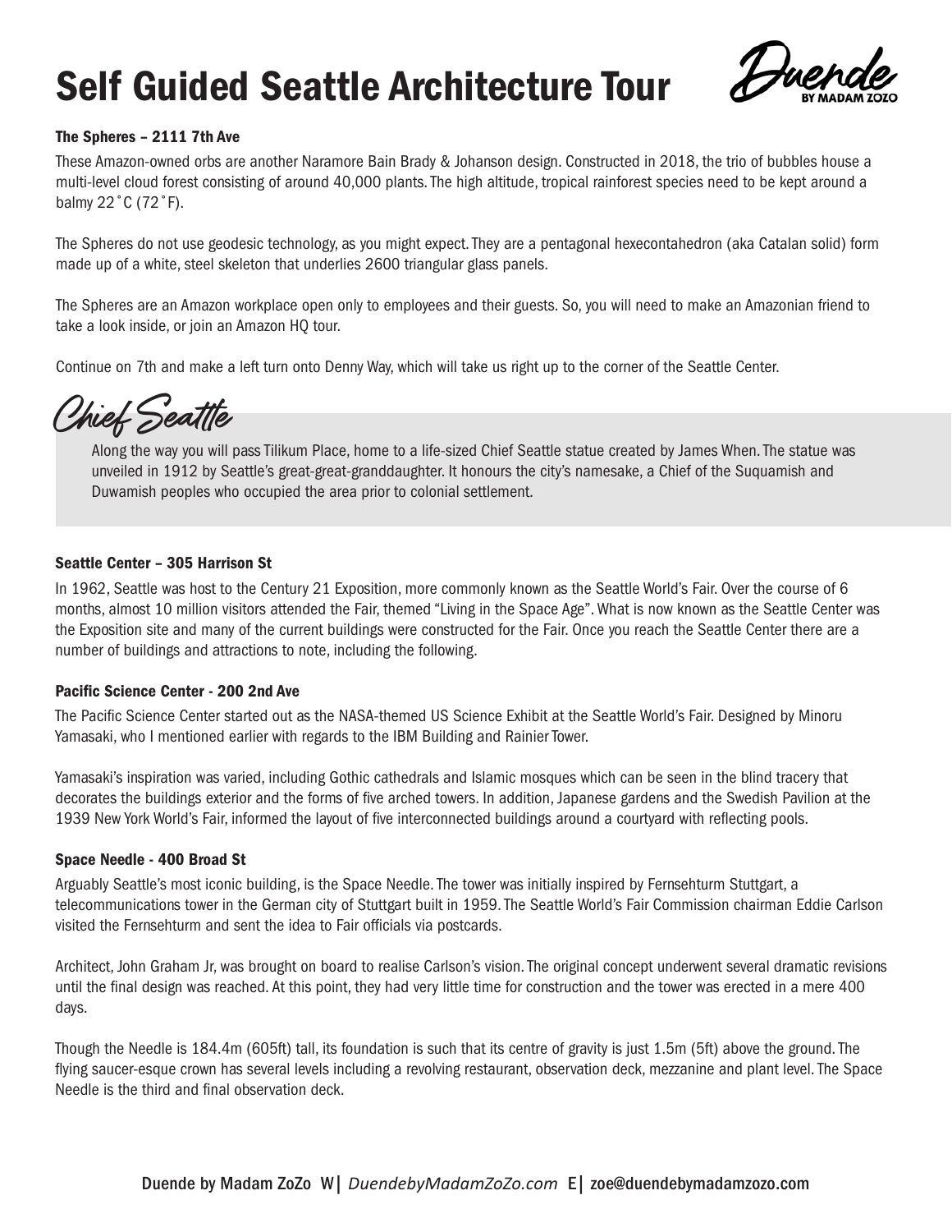# Self Guided Seattle Architecture Tour

Duende BY MADAM ZOZO

### The Spheres – 2111 7th Ave

These Amazon-owned orbs are another Naramore Bain Brady & Johanson design. Constructed in 2018, the trio of bubbles house a multi-level cloud forest consisting of around 40,000 plants. The high altitude, tropical rainforest species need to be kept around a balmy 22˚C (72˚F).

The Spheres do not use geodesic technology, as you might expect. They are a pentagonal hexecontahedron (aka Catalan solid) form made up of a white, steel skeleton that underlies 2600 triangular glass panels.

The Spheres are an Amazon workplace open only to employees and their guests. So, you will need to make an Amazonian friend to take a look inside, or join an Amazon HQ tour.

Continue on 7th and make a left turn onto Denny Way, which will take us right up to the corner of the Seattle Center.

## Chief Seattle

Along the way you will pass Tilikum Place, home to a life-sized Chief Seattle statue created by James When. The statue was unveiled in 1912 by Seattle's great-great-granddaughter. It honours the city's namesake, a Chief of the Suquamish and Duwamish peoples who occupied the area prior to colonial settlement.

### Seattle Center – 305 Harrison St

In 1962, Seattle was host to the Century 21 Exposition, more commonly known as the Seattle World's Fair. Over the course of 6 months, almost 10 million visitors attended the Fair, themed "Living in the Space Age". What is now known as the Seattle Center was the Exposition site and many of the current buildings were constructed for the Fair. Once you reach the Seattle Center there are a number of buildings and attractions to note, including the following.

### Pacific Science Center - 200 2nd Ave

The Pacific Science Center started out as the NASA-themed US Science Exhibit at the Seattle World's Fair. Designed by Minoru Yamasaki, who I mentioned earlier with regards to the IBM Building and Rainier Tower.

Yamasaki's inspiration was varied, including Gothic cathedrals and Islamic mosques which can be seen in the blind tracery that decorates the buildings exterior and the forms of five arched towers. In addition, Japanese gardens and the Swedish Pavilion at the 1939 New York World's Fair, informed the layout of five interconnected buildings around a courtyard with reflecting pools.

### Space Needle - 400 Broad St

Arguably Seattle's most iconic building, is the Space Needle. The tower was initially inspired by Fernsehturm Stuttgart, a telecommunications tower in the German city of Stuttgart built in 1959. The Seattle World's Fair Commission chairman Eddie Carlson visited the Fernsehturm and sent the idea to Fair officials via postcards.

Architect, John Graham Jr, was brought on board to realise Carlson's vision. The original concept underwent several dramatic revisions until the final design was reached. At this point, they had very little time for construction and the tower was erected in a mere 400 days.

Though the Needle is 184.4m (605ft) tall, its foundation is such that its centre of gravity is just 1.5m (5ft) above the ground. The flying saucer-esque crown has several levels including a revolving restaurant, observation deck, mezzanine and plant level. The Space Needle is the third and final observation deck.

Duende by Madam ZoZo W| *DuendebyMadamZoZo.com* E| zoe@duendebymadamzozo.com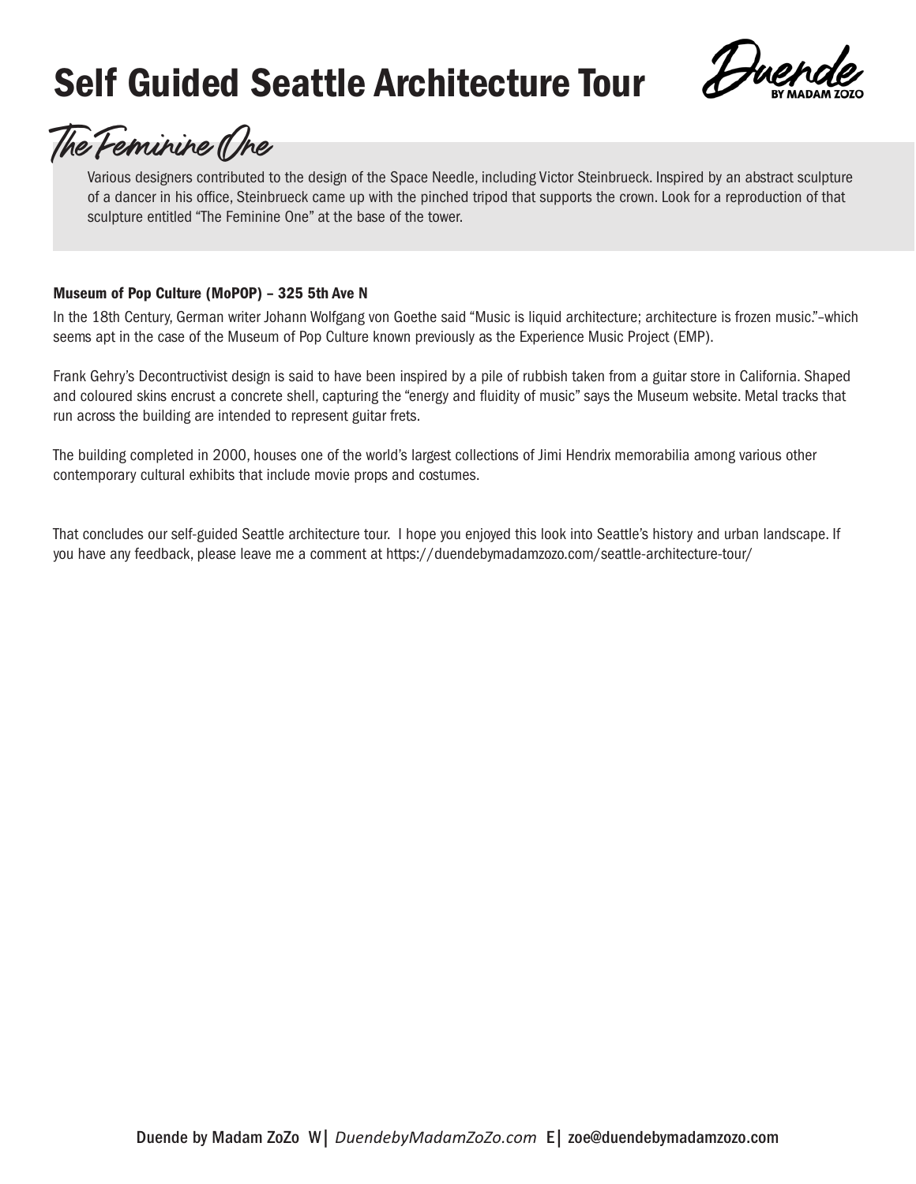## The Feminine One

Various designers contributed to the design of the Space Needle, including Victor Steinbrueck. Inspired by an abstract sculpture of a dancer in his office, Steinbrueck came up with the pinched tripod that supports the crown. Look for a reproduction of that sculpture entitled “The Feminine One” at the base of the tower.

**Museum of Pop Culture (MoPOP) – 325 5th Ave N**

In the 18th Century, German writer Johann Wolfgang von Goethe said “Music is liquid architecture; architecture is frozen music.”–which seems apt in the case of the Museum of Pop Culture known previously as the Experience Music Project (EMP).

Frank Gehry’s Decontructivist design is said to have been inspired by a pile of rubbish taken from a guitar store in California. Shaped and coloured skins encrust a concrete shell, capturing the “energy and fluidity of music” says the Museum website. Metal tracks that run across the building are intended to represent guitar frets.

The building completed in 2000, houses one of the world’s largest collections of Jimi Hendrix memorabilia among various other contemporary cultural exhibits that include movie props and costumes.

That concludes our self-guided Seattle architecture tour. I hope you enjoyed this look into Seattle’s history and urban landscape. If you have any feedback, please leave me a comment at https://duendebymadamzozo.com/seattle-architecture-tour/